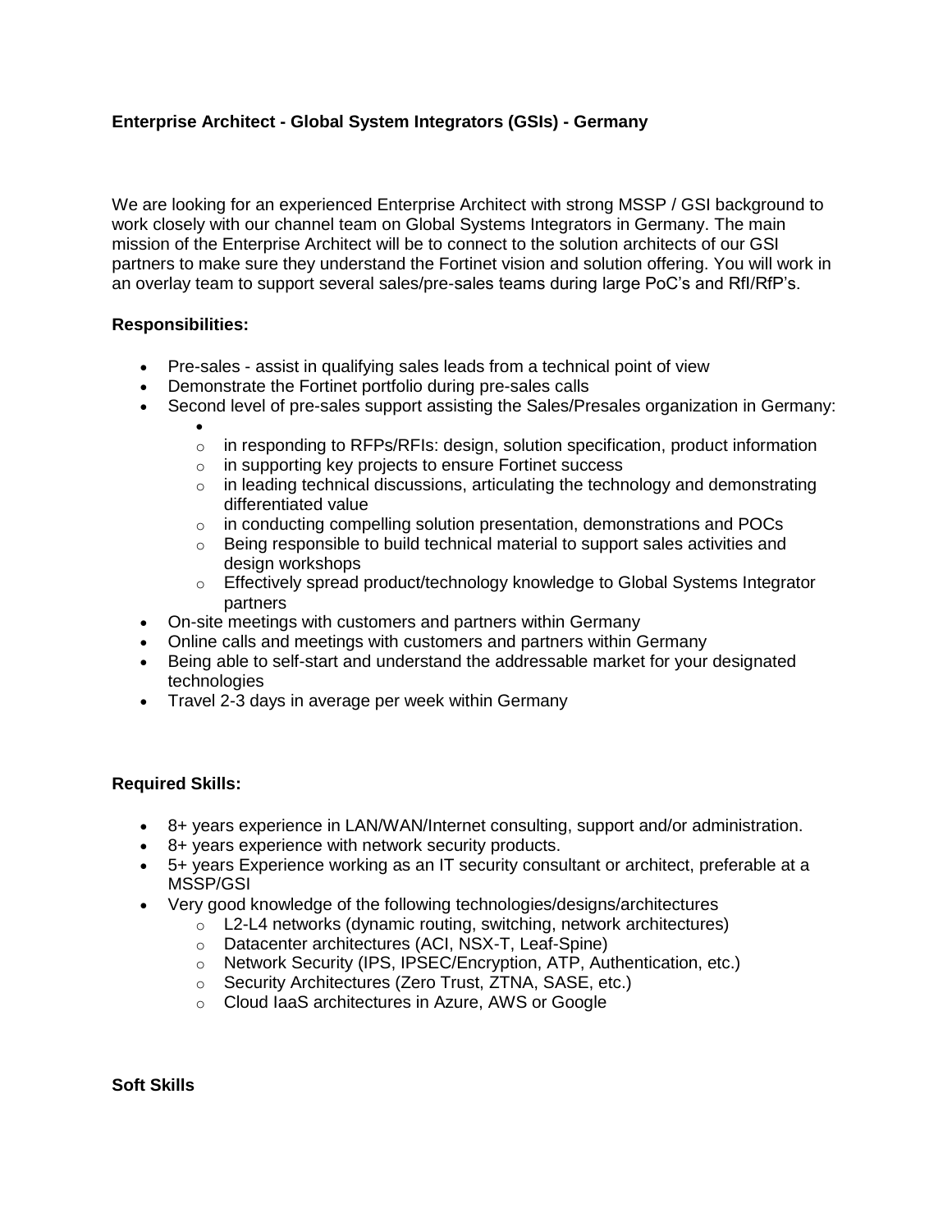**Enterprise Architect - Global System Integrators (GSIs) - Germany**

We are looking for an experienced Enterprise Architect with strong MSSP / GSI background to work closely with our channel team on Global Systems Integrators in Germany. The main mission of the Enterprise Architect will be to connect to the solution architects of our GSI partners to make sure they understand the Fortinet vision and solution offering. You will work in an overlay team to support several sales/pre-sales teams during large PoC's and RfI/RfP's.

**Responsibilities:**

- Pre-sales - assist in qualifying sales leads from a technical point of view
- Demonstrate the Fortinet portfolio during pre-sales calls
- Second level of pre-sales support assisting the Sales/Presales organization in Germany:
  - in responding to RFPs/RFIs: design, solution specification, product information
  - in supporting key projects to ensure Fortinet success
  - in leading technical discussions, articulating the technology and demonstrating differentiated value
  - in conducting compelling solution presentation, demonstrations and POCs
  - Being responsible to build technical material to support sales activities and design workshops
  - Effectively spread product/technology knowledge to Global Systems Integrator partners
- On-site meetings with customers and partners within Germany
- Online calls and meetings with customers and partners within Germany
- Being able to self-start and understand the addressable market for your designated technologies
- Travel 2-3 days in average per week within Germany

**Required Skills:**

- 8+ years experience in LAN/WAN/Internet consulting, support and/or administration.
- 8+ years experience with network security products.
- 5+ years Experience working as an IT security consultant or architect, preferable at a MSSP/GSI
- Very good knowledge of the following technologies/designs/architectures
  - L2-L4 networks (dynamic routing, switching, network architectures)
  - Datacenter architectures (ACI, NSX-T, Leaf-Spine)
  - Network Security (IPS, IPSEC/Encryption, ATP, Authentication, etc.)
  - Security Architectures (Zero Trust, ZTNA, SASE, etc.)
  - Cloud IaaS architectures in Azure, AWS or Google

**Soft Skills**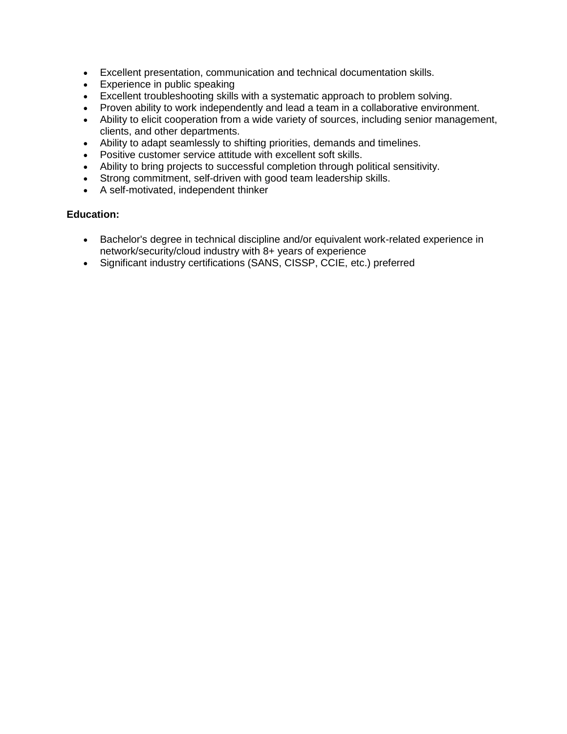- Excellent presentation, communication and technical documentation skills.
- Experience in public speaking
- Excellent troubleshooting skills with a systematic approach to problem solving.
- Proven ability to work independently and lead a team in a collaborative environment.
- Ability to elicit cooperation from a wide variety of sources, including senior management, clients, and other departments.
- Ability to adapt seamlessly to shifting priorities, demands and timelines.
- Positive customer service attitude with excellent soft skills.
- Ability to bring projects to successful completion through political sensitivity.
- Strong commitment, self-driven with good team leadership skills.
- A self-motivated, independent thinker

**Education:**

- Bachelor's degree in technical discipline and/or equivalent work-related experience in network/security/cloud industry with 8+ years of experience
- Significant industry certifications (SANS, CISSP, CCIE, etc.) preferred